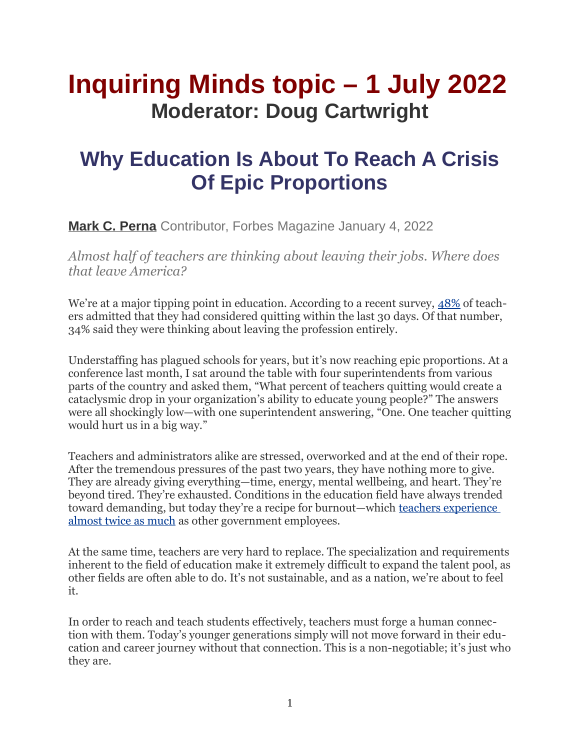# Inquiring Minds topic – 1 July 2022

## Moderator: Doug Cartwright

# Why Education Is About To Reach A Crisis Of Epic Proportions

**Mark C. Perna** Contributor, Forbes Magazine January 4, 2022

*Almost half of teachers are thinking about leaving their jobs. Where does that leave America?*

We're at a major tipping point in education. According to a recent survey, 48% of teachers admitted that they had considered quitting within the last 30 days. Of that number, 34% said they were thinking about leaving the profession entirely.

Understaffing has plagued schools for years, but it's now reaching epic proportions. At a conference last month, I sat around the table with four superintendents from various parts of the country and asked them, "What percent of teachers quitting would create a cataclysmic drop in your organization's ability to educate young people?" The answers were all shockingly low—with one superintendent answering, "One. One teacher quitting would hurt us in a big way."

Teachers and administrators alike are stressed, overworked and at the end of their rope. After the tremendous pressures of the past two years, they have nothing more to give. They are already giving everything—time, energy, mental wellbeing, and heart. They're beyond tired. They're exhausted. Conditions in the education field have always trended toward demanding, but today they're a recipe for burnout—which teachers experience almost twice as much as other government employees.

At the same time, teachers are very hard to replace. The specialization and requirements inherent to the field of education make it extremely difficult to expand the talent pool, as other fields are often able to do. It's not sustainable, and as a nation, we're about to feel it.

In order to reach and teach students effectively, teachers must forge a human connection with them. Today's younger generations simply will not move forward in their education and career journey without that connection. This is a non-negotiable; it's just who they are.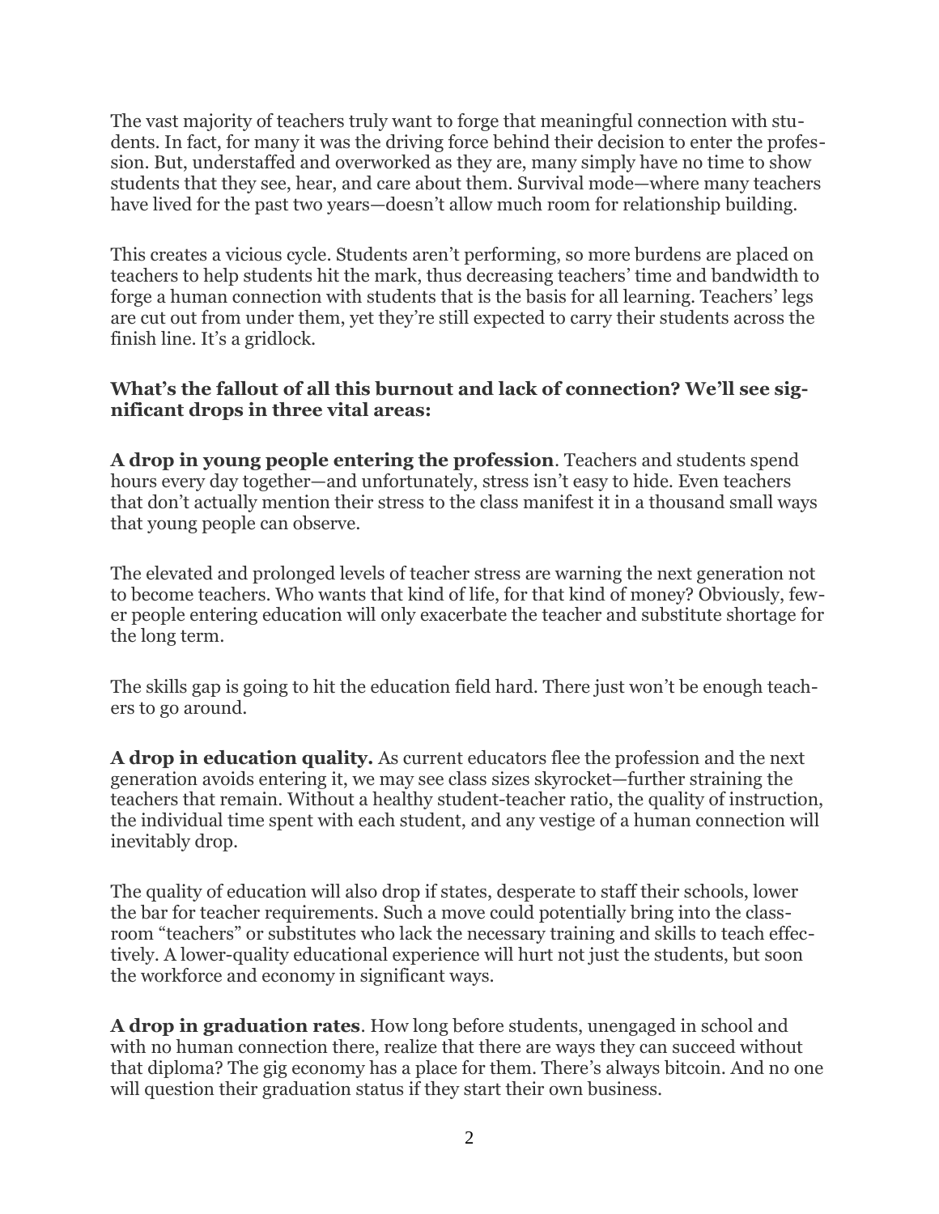The vast majority of teachers truly want to forge that meaningful connection with students. In fact, for many it was the driving force behind their decision to enter the profession. But, understaffed and overworked as they are, many simply have no time to show students that they see, hear, and care about them. Survival mode—where many teachers have lived for the past two years—doesn't allow much room for relationship building.

This creates a vicious cycle. Students aren't performing, so more burdens are placed on teachers to help students hit the mark, thus decreasing teachers' time and bandwidth to forge a human connection with students that is the basis for all learning. Teachers' legs are cut out from under them, yet they're still expected to carry their students across the finish line. It's a gridlock.

**What's the fallout of all this burnout and lack of connection? We'll see significant drops in three vital areas:**

**A drop in young people entering the profession**. Teachers and students spend hours every day together—and unfortunately, stress isn't easy to hide. Even teachers that don't actually mention their stress to the class manifest it in a thousand small ways that young people can observe.

The elevated and prolonged levels of teacher stress are warning the next generation not to become teachers. Who wants that kind of life, for that kind of money? Obviously, fewer people entering education will only exacerbate the teacher and substitute shortage for the long term.

The skills gap is going to hit the education field hard. There just won't be enough teachers to go around.

**A drop in education quality.** As current educators flee the profession and the next generation avoids entering it, we may see class sizes skyrocket—further straining the teachers that remain. Without a healthy student-teacher ratio, the quality of instruction, the individual time spent with each student, and any vestige of a human connection will inevitably drop.

The quality of education will also drop if states, desperate to staff their schools, lower the bar for teacher requirements. Such a move could potentially bring into the classroom "teachers" or substitutes who lack the necessary training and skills to teach effectively. A lower-quality educational experience will hurt not just the students, but soon the workforce and economy in significant ways.

**A drop in graduation rates**. How long before students, unengaged in school and with no human connection there, realize that there are ways they can succeed without that diploma? The gig economy has a place for them. There's always bitcoin. And no one will question their graduation status if they start their own business.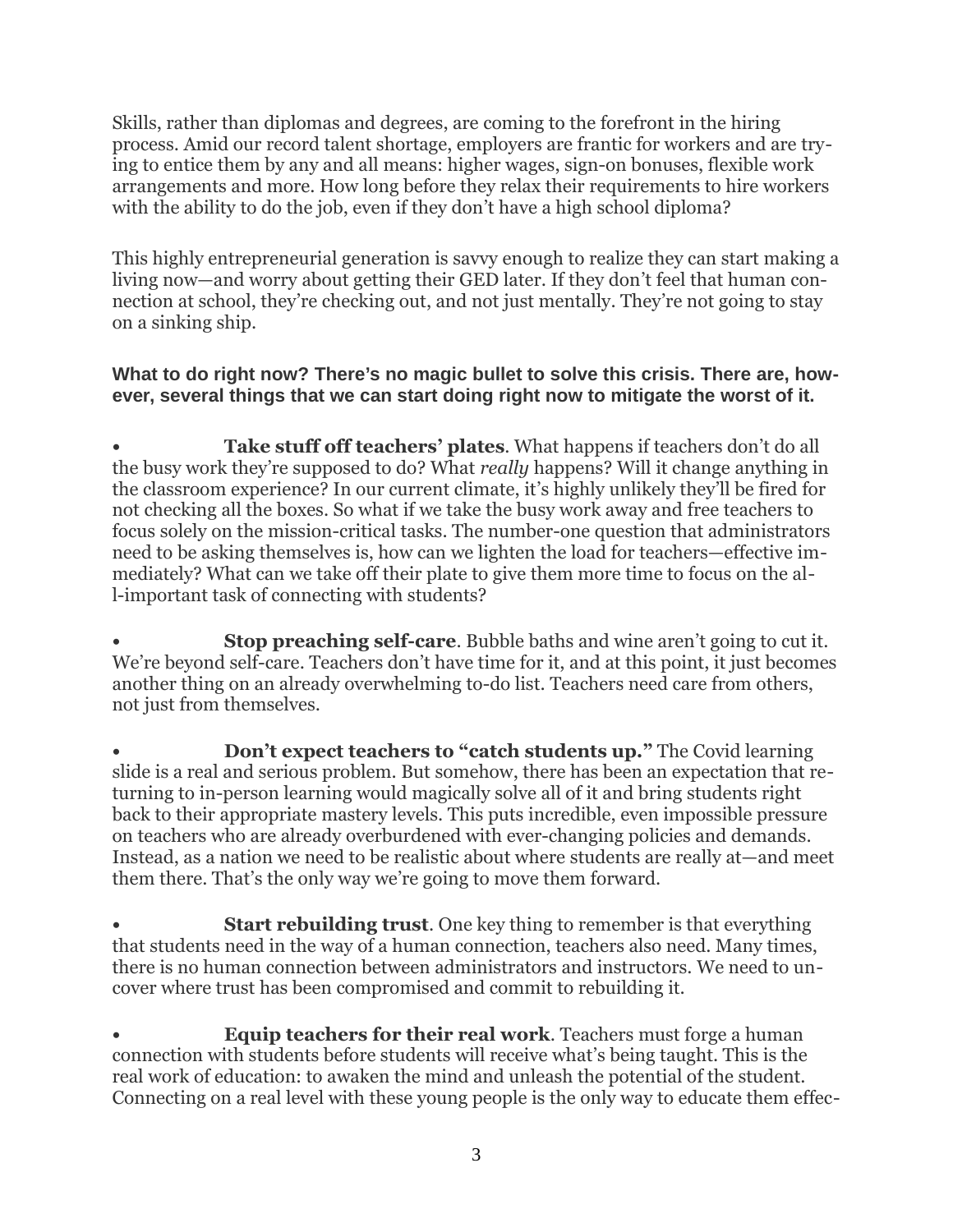Skills, rather than diplomas and degrees, are coming to the forefront in the hiring process. Amid our record talent shortage, employers are frantic for workers and are trying to entice them by any and all means: higher wages, sign-on bonuses, flexible work arrangements and more. How long before they relax their requirements to hire workers with the ability to do the job, even if they don't have a high school diploma?

This highly entrepreneurial generation is savvy enough to realize they can start making a living now—and worry about getting their GED later. If they don't feel that human connection at school, they're checking out, and not just mentally. They're not going to stay on a sinking ship.

**What to do right now? There's no magic bullet to solve this crisis. There are, however, several things that we can start doing right now to mitigate the worst of it.**

- **Take stuff off teachers' plates**. What happens if teachers don't do all the busy work they're supposed to do? What *really* happens? Will it change anything in the classroom experience? In our current climate, it's highly unlikely they'll be fired for not checking all the boxes. So what if we take the busy work away and free teachers to focus solely on the mission-critical tasks. The number-one question that administrators need to be asking themselves is, how can we lighten the load for teachers—effective immediately? What can we take off their plate to give them more time to focus on the all-important task of connecting with students?

- **Stop preaching self-care**. Bubble baths and wine aren't going to cut it. We're beyond self-care. Teachers don't have time for it, and at this point, it just becomes another thing on an already overwhelming to-do list. Teachers need care from others, not just from themselves.

- **Don't expect teachers to "catch students up."** The Covid learning slide is a real and serious problem. But somehow, there has been an expectation that returning to in-person learning would magically solve all of it and bring students right back to their appropriate mastery levels. This puts incredible, even impossible pressure on teachers who are already overburdened with ever-changing policies and demands. Instead, as a nation we need to be realistic about where students are really at—and meet them there. That's the only way we're going to move them forward.

- **Start rebuilding trust**. One key thing to remember is that everything that students need in the way of a human connection, teachers also need. Many times, there is no human connection between administrators and instructors. We need to uncover where trust has been compromised and commit to rebuilding it.

- **Equip teachers for their real work**. Teachers must forge a human connection with students before students will receive what's being taught. This is the real work of education: to awaken the mind and unleash the potential of the student. Connecting on a real level with these young people is the only way to educate them effec-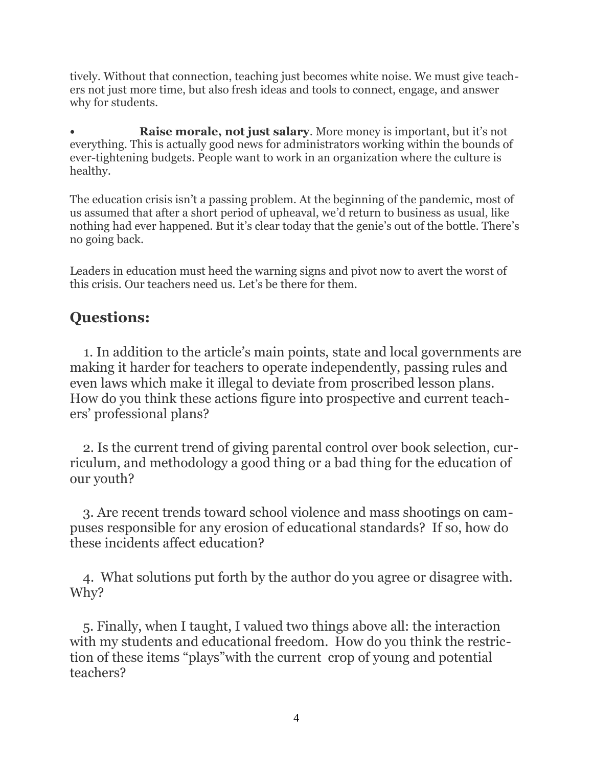tively. Without that connection, teaching just becomes white noise. We must give teachers not just more time, but also fresh ideas and tools to connect, engage, and answer why for students.

- **Raise morale, not just salary**. More money is important, but it's not everything. This is actually good news for administrators working within the bounds of ever-tightening budgets. People want to work in an organization where the culture is healthy.

The education crisis isn't a passing problem. At the beginning of the pandemic, most of us assumed that after a short period of upheaval, we'd return to business as usual, like nothing had ever happened. But it's clear today that the genie's out of the bottle. There's no going back.

Leaders in education must heed the warning signs and pivot now to avert the worst of this crisis. Our teachers need us. Let's be there for them.

## Questions:

1. In addition to the article's main points, state and local governments are making it harder for teachers to operate independently, passing rules and even laws which make it illegal to deviate from proscribed lesson plans. How do you think these actions figure into prospective and current teachers' professional plans?

2. Is the current trend of giving parental control over book selection, curriculum, and methodology a good thing or a bad thing for the education of our youth?

3. Are recent trends toward school violence and mass shootings on campuses responsible for any erosion of educational standards? If so, how do these incidents affect education?

4. What solutions put forth by the author do you agree or disagree with. Why?

5. Finally, when I taught, I valued two things above all: the interaction with my students and educational freedom. How do you think the restriction of these items "plays"with the current crop of young and potential teachers?